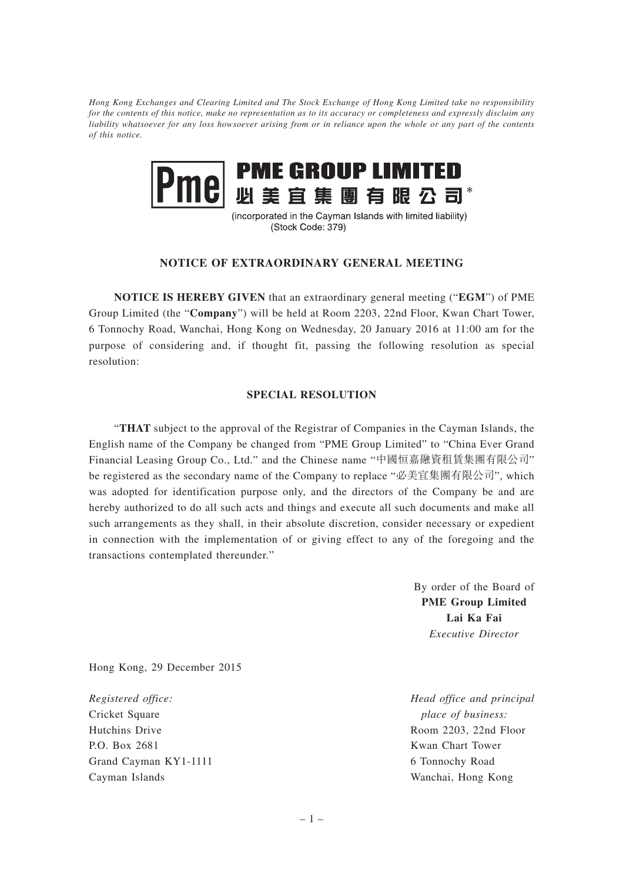*Hong Kong Exchanges and Clearing Limited and The Stock Exchange of Hong Kong Limited take no responsibility for the contents of this notice, make no representation as to its accuracy or completeness and expressly disclaim any liability whatsoever for any loss howsoever arising from or in reliance upon the whole or any part of the contents of this notice.*

# PME GROUP LIMITED
# 必美宜集團有限公司*

(incorporated in the Cayman Islands with limited liability)
(Stock Code: 379)

## NOTICE OF EXTRAORDINARY GENERAL MEETING

**NOTICE IS HEREBY GIVEN** that an extraordinary general meeting ("**EGM**") of PME Group Limited (the "**Company**") will be held at Room 2203, 22nd Floor, Kwan Chart Tower, 6 Tonnochy Road, Wanchai, Hong Kong on Wednesday, 20 January 2016 at 11:00 am for the purpose of considering and, if thought fit, passing the following resolution as special resolution:

### SPECIAL RESOLUTION

"**THAT** subject to the approval of the Registrar of Companies in the Cayman Islands, the English name of the Company be changed from "PME Group Limited" to "China Ever Grand Financial Leasing Group Co., Ltd." and the Chinese name "中國恒嘉融資租賃集團有限公司" be registered as the secondary name of the Company to replace "必美宜集團有限公司", which was adopted for identification purpose only, and the directors of the Company be and are hereby authorized to do all such acts and things and execute all such documents and make all such arrangements as they shall, in their absolute discretion, consider necessary or expedient in connection with the implementation of or giving effect to any of the foregoing and the transactions contemplated thereunder."

By order of the Board of
**PME Group Limited**
**Lai Ka Fai**
*Executive Director*

Hong Kong, 29 December 2015

*Registered office:*
Cricket Square
Hutchins Drive
P.O. Box 2681
Grand Cayman KY1-1111
Cayman Islands

*Head office and principal place of business:*
Room 2203, 22nd Floor
Kwan Chart Tower
6 Tonnochy Road
Wanchai, Hong Kong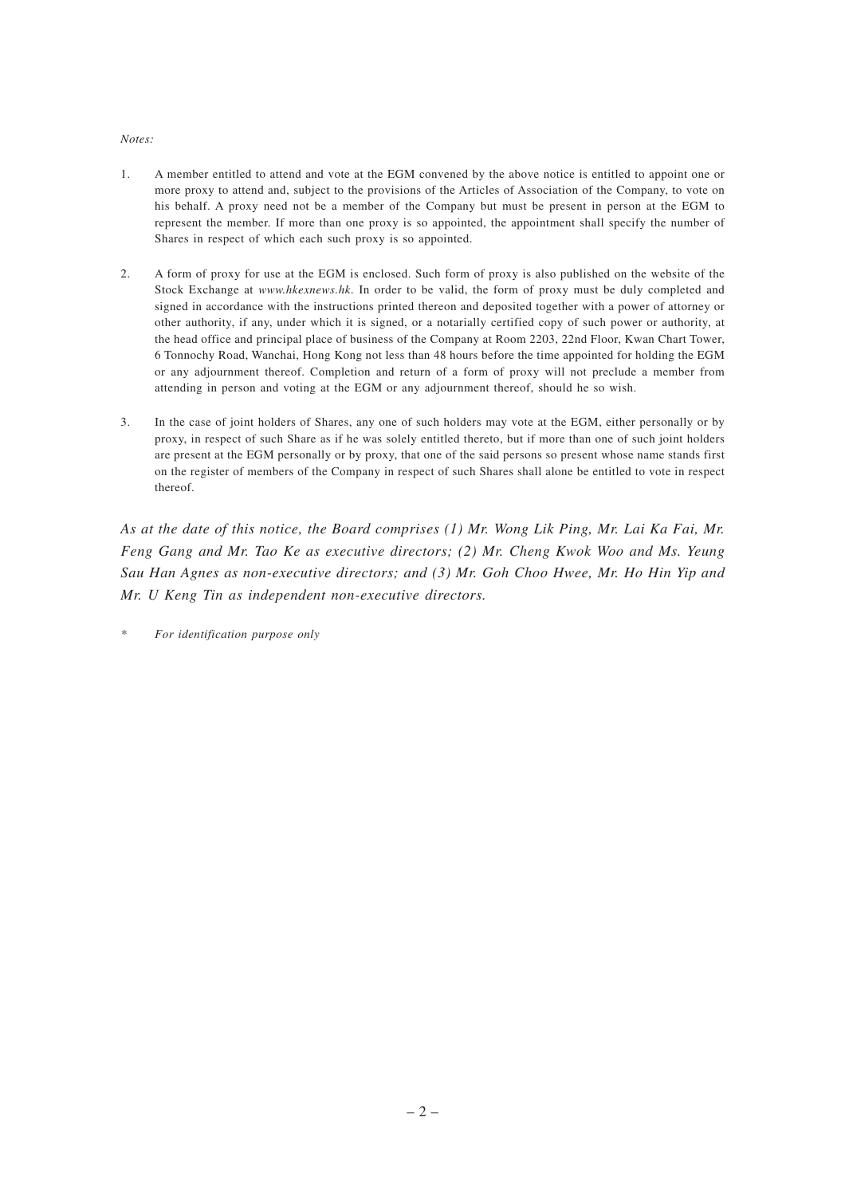*Notes:*

1. A member entitled to attend and vote at the EGM convened by the above notice is entitled to appoint one or more proxy to attend and, subject to the provisions of the Articles of Association of the Company, to vote on his behalf. A proxy need not be a member of the Company but must be present in person at the EGM to represent the member. If more than one proxy is so appointed, the appointment shall specify the number of Shares in respect of which each such proxy is so appointed.

2. A form of proxy for use at the EGM is enclosed. Such form of proxy is also published on the website of the Stock Exchange at *www.hkexnews.hk*. In order to be valid, the form of proxy must be duly completed and signed in accordance with the instructions printed thereon and deposited together with a power of attorney or other authority, if any, under which it is signed, or a notarially certified copy of such power or authority, at the head office and principal place of business of the Company at Room 2203, 22nd Floor, Kwan Chart Tower, 6 Tonnochy Road, Wanchai, Hong Kong not less than 48 hours before the time appointed for holding the EGM or any adjournment thereof. Completion and return of a form of proxy will not preclude a member from attending in person and voting at the EGM or any adjournment thereof, should he so wish.

3. In the case of joint holders of Shares, any one of such holders may vote at the EGM, either personally or by proxy, in respect of such Share as if he was solely entitled thereto, but if more than one of such joint holders are present at the EGM personally or by proxy, that one of the said persons so present whose name stands first on the register of members of the Company in respect of such Shares shall alone be entitled to vote in respect thereof.

*As at the date of this notice, the Board comprises (1) Mr. Wong Lik Ping, Mr. Lai Ka Fai, Mr. Feng Gang and Mr. Tao Ke as executive directors; (2) Mr. Cheng Kwok Woo and Ms. Yeung Sau Han Agnes as non-executive directors; and (3) Mr. Goh Choo Hwee, Mr. Ho Hin Yip and Mr. U Keng Tin as independent non-executive directors.*

\* *For identification purpose only*